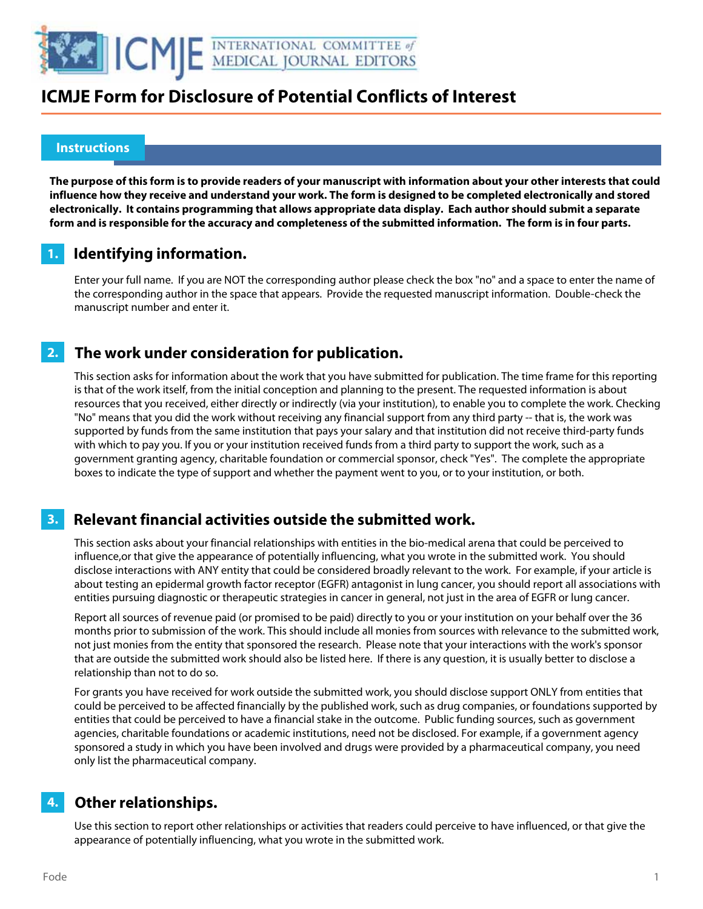# ICMJE Form for Disclosure of Potential Conflicts of Interest

## Instructions

**The purpose of this form is to provide readers of your manuscript with information about your other interests that could influence how they receive and understand your work. The form is designed to be completed electronically and stored electronically. It contains programming that allows appropriate data display. Each author should submit a separate form and is responsible for the accuracy and completeness of the submitted information. The form is in four parts.**

## 1. Identifying information.

Enter your full name. If you are NOT the corresponding author please check the box "no" and a space to enter the name of the corresponding author in the space that appears. Provide the requested manuscript information. Double-check the manuscript number and enter it.

## 2. The work under consideration for publication.

This section asks for information about the work that you have submitted for publication. The time frame for this reporting is that of the work itself, from the initial conception and planning to the present. The requested information is about resources that you received, either directly or indirectly (via your institution), to enable you to complete the work. Checking "No" means that you did the work without receiving any financial support from any third party -- that is, the work was supported by funds from the same institution that pays your salary and that institution did not receive third-party funds with which to pay you. If you or your institution received funds from a third party to support the work, such as a government granting agency, charitable foundation or commercial sponsor, check "Yes". The complete the appropriate boxes to indicate the type of support and whether the payment went to you, or to your institution, or both.

## 3. Relevant financial activities outside the submitted work.

This section asks about your financial relationships with entities in the bio-medical arena that could be perceived to influence,or that give the appearance of potentially influencing, what you wrote in the submitted work. You should disclose interactions with ANY entity that could be considered broadly relevant to the work. For example, if your article is about testing an epidermal growth factor receptor (EGFR) antagonist in lung cancer, you should report all associations with entities pursuing diagnostic or therapeutic strategies in cancer in general, not just in the area of EGFR or lung cancer.

Report all sources of revenue paid (or promised to be paid) directly to you or your institution on your behalf over the 36 months prior to submission of the work. This should include all monies from sources with relevance to the submitted work, not just monies from the entity that sponsored the research. Please note that your interactions with the work's sponsor that are outside the submitted work should also be listed here. If there is any question, it is usually better to disclose a relationship than not to do so.

For grants you have received for work outside the submitted work, you should disclose support ONLY from entities that could be perceived to be affected financially by the published work, such as drug companies, or foundations supported by entities that could be perceived to have a financial stake in the outcome. Public funding sources, such as government agencies, charitable foundations or academic institutions, need not be disclosed. For example, if a government agency sponsored a study in which you have been involved and drugs were provided by a pharmaceutical company, you need only list the pharmaceutical company.

## 4. Other relationships.

Use this section to report other relationships or activities that readers could perceive to have influenced, or that give the appearance of potentially influencing, what you wrote in the submitted work.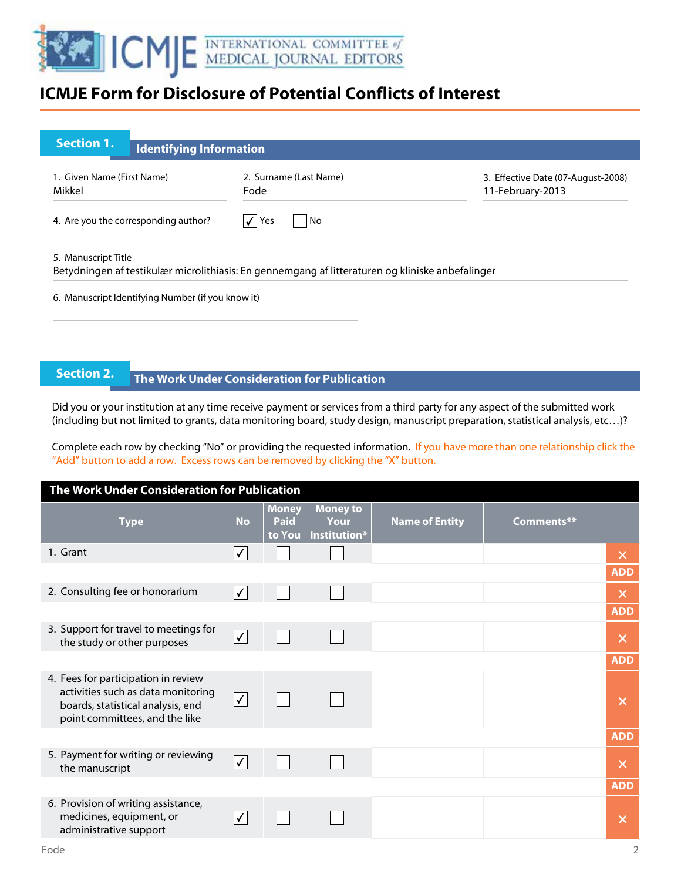# ICMJE Form for Disclosure of Potential Conflicts of Interest

## Section 1. Identifying Information

1. Given Name (First Name)
Mikkel

2. Surname (Last Name)
Fode

3. Effective Date (07-August-2008)
11-February-2013

4. Are you the corresponding author? ☑ Yes ☐ No

5. Manuscript Title
Betydningen af testikulær microlithiasis: En gennemgang af litteraturen og kliniske anbefalinger

6. Manuscript Identifying Number (if you know it)

## Section 2. The Work Under Consideration for Publication

Did you or your institution at any time receive payment or services from a third party for any aspect of the submitted work (including but not limited to grants, data monitoring board, study design, manuscript preparation, statistical analysis, etc…)?

Complete each row by checking "No" or providing the requested information. If you have more than one relationship click the "Add" button to add a row. Excess rows can be removed by clicking the "X" button.

**The Work Under Consideration for Publication**

| Type | No | Money Paid to You | Money to Your Institution* | Name of Entity | Comments** |
|---|---|---|---|---|---|
| 1. Grant | ☑ | ☐ | ☐ | | |
| 2. Consulting fee or honorarium | ☑ | ☐ | ☐ | | |
| 3. Support for travel to meetings for the study or other purposes | ☑ | ☐ | ☐ | | |
| 4. Fees for participation in review activities such as data monitoring boards, statistical analysis, end point committees, and the like | ☑ | ☐ | ☐ | | |
| 5. Payment for writing or reviewing the manuscript | ☑ | ☐ | ☐ | | |
| 6. Provision of writing assistance, medicines, equipment, or administrative support | ☑ | ☐ | ☐ | | |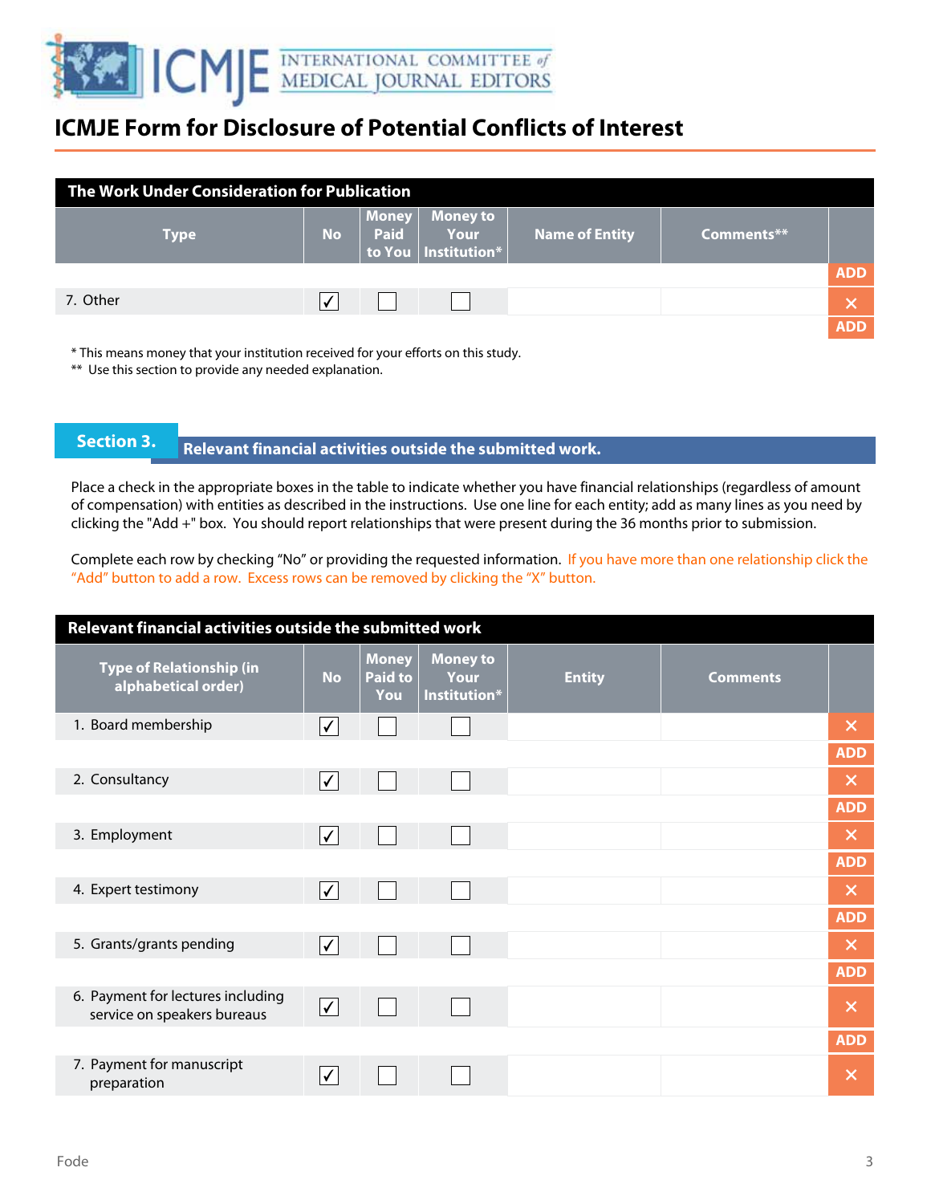# ICMJE Form for Disclosure of Potential Conflicts of Interest

| The Work Under Consideration for Publication | | | | | |
|---|---|---|---|---|---|
| **Type** | **No** | **Money Paid to You** | **Money to Your Institution*** | **Name of Entity** | **Comments**** |
| 7. Other | ✓ | ☐ | ☐ | | |

\* This means money that your institution received for your efforts on this study.

** Use this section to provide any needed explanation.

## Section 3. Relevant financial activities outside the submitted work.

Place a check in the appropriate boxes in the table to indicate whether you have financial relationships (regardless of amount of compensation) with entities as described in the instructions. Use one line for each entity; add as many lines as you need by clicking the "Add +" box. You should report relationships that were present during the 36 months prior to submission.

Complete each row by checking "No" or providing the requested information. If you have more than one relationship click the "Add" button to add a row. Excess rows can be removed by clicking the "X" button.

| Relevant financial activities outside the submitted work | | | | | |
|---|---|---|---|---|---|
| **Type of Relationship (in alphabetical order)** | **No** | **Money Paid to You** | **Money to Your Institution*** | **Entity** | **Comments** |
| 1. Board membership | ✓ | ☐ | ☐ | | |
| 2. Consultancy | ✓ | ☐ | ☐ | | |
| 3. Employment | ✓ | ☐ | ☐ | | |
| 4. Expert testimony | ✓ | ☐ | ☐ | | |
| 5. Grants/grants pending | ✓ | ☐ | ☐ | | |
| 6. Payment for lectures including service on speakers bureaus | ✓ | ☐ | ☐ | | |
| 7. Payment for manuscript preparation | ✓ | ☐ | ☐ | | |

Fode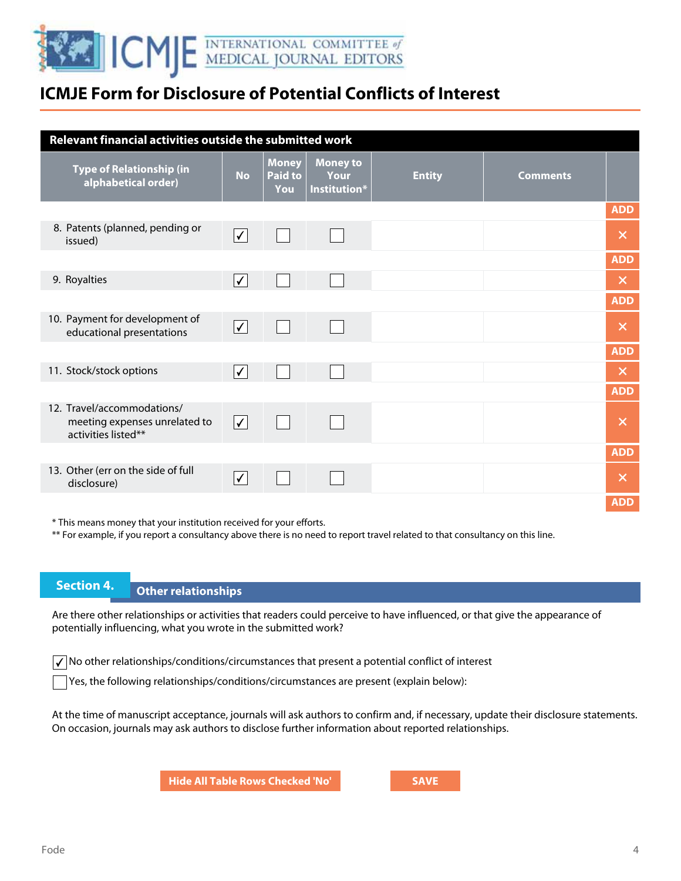# ICMJE Form for Disclosure of Potential Conflicts of Interest

**Relevant financial activities outside the submitted work**

| Type of Relationship (in alphabetical order) | No | Money Paid to You | Money to Your Institution* | Entity | Comments |
|---|---|---|---|---|---|
| 8. Patents (planned, pending or issued) | ✓ | ☐ | ☐ | | |
| 9. Royalties | ✓ | ☐ | ☐ | | |
| 10. Payment for development of educational presentations | ✓ | ☐ | ☐ | | |
| 11. Stock/stock options | ✓ | ☐ | ☐ | | |
| 12. Travel/accommodations/ meeting expenses unrelated to activities listed** | ✓ | ☐ | ☐ | | |
| 13. Other (err on the side of full disclosure) | ✓ | ☐ | ☐ | | |

* This means money that your institution received for your efforts.
** For example, if you report a consultancy above there is no need to report travel related to that consultancy on this line.

## Section 4. Other relationships

Are there other relationships or activities that readers could perceive to have influenced, or that give the appearance of potentially influencing, what you wrote in the submitted work?

☑ No other relationships/conditions/circumstances that present a potential conflict of interest

☐ Yes, the following relationships/conditions/circumstances are present (explain below):

At the time of manuscript acceptance, journals will ask authors to confirm and, if necessary, update their disclosure statements. On occasion, journals may ask authors to disclose further information about reported relationships.

Fode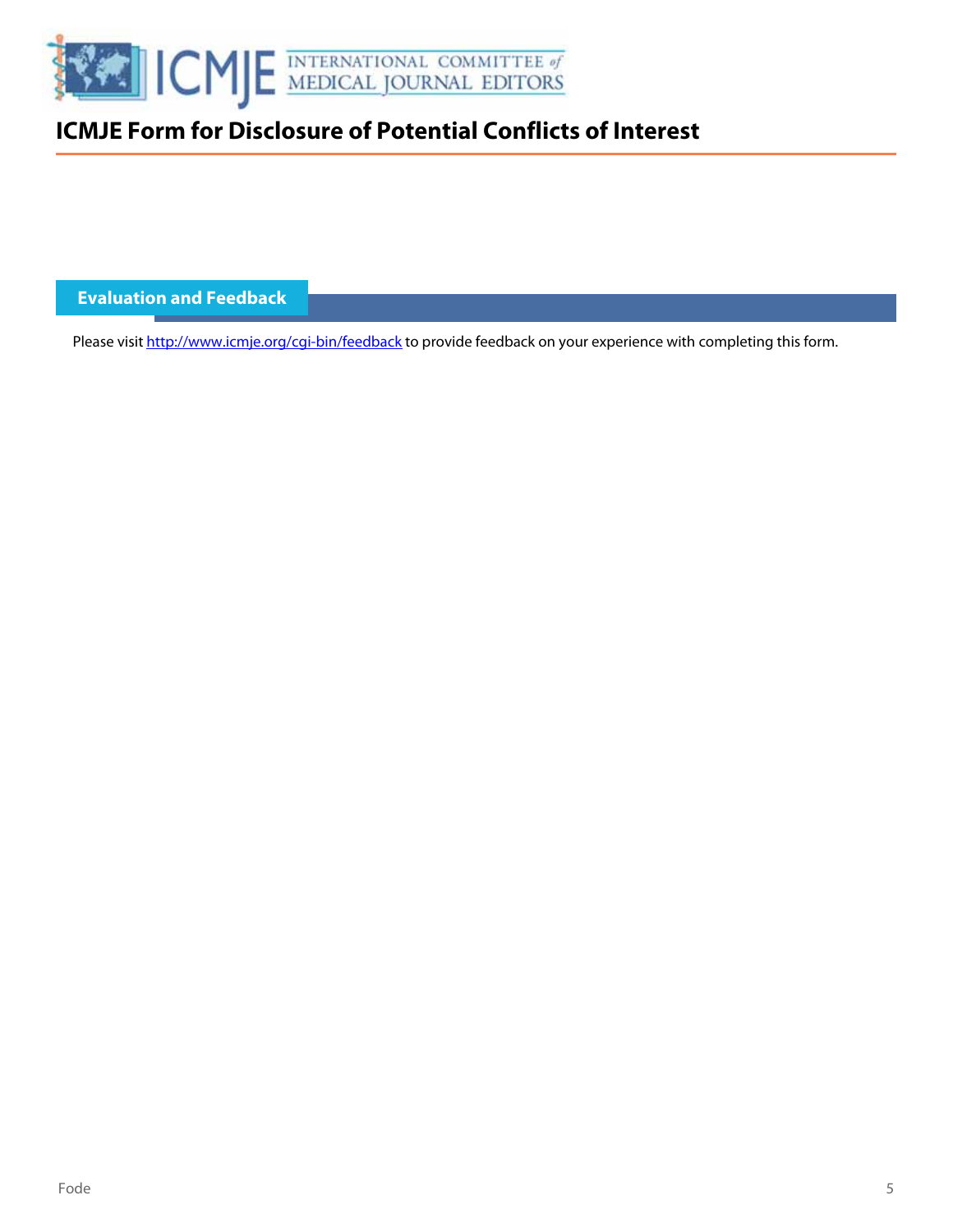# ICMJE Form for Disclosure of Potential Conflicts of Interest

## Evaluation and Feedback

Please visit [http://www.icmje.org/cgi-bin/feedback](http://www.icmje.org/cgi-bin/feedback) to provide feedback on your experience with completing this form.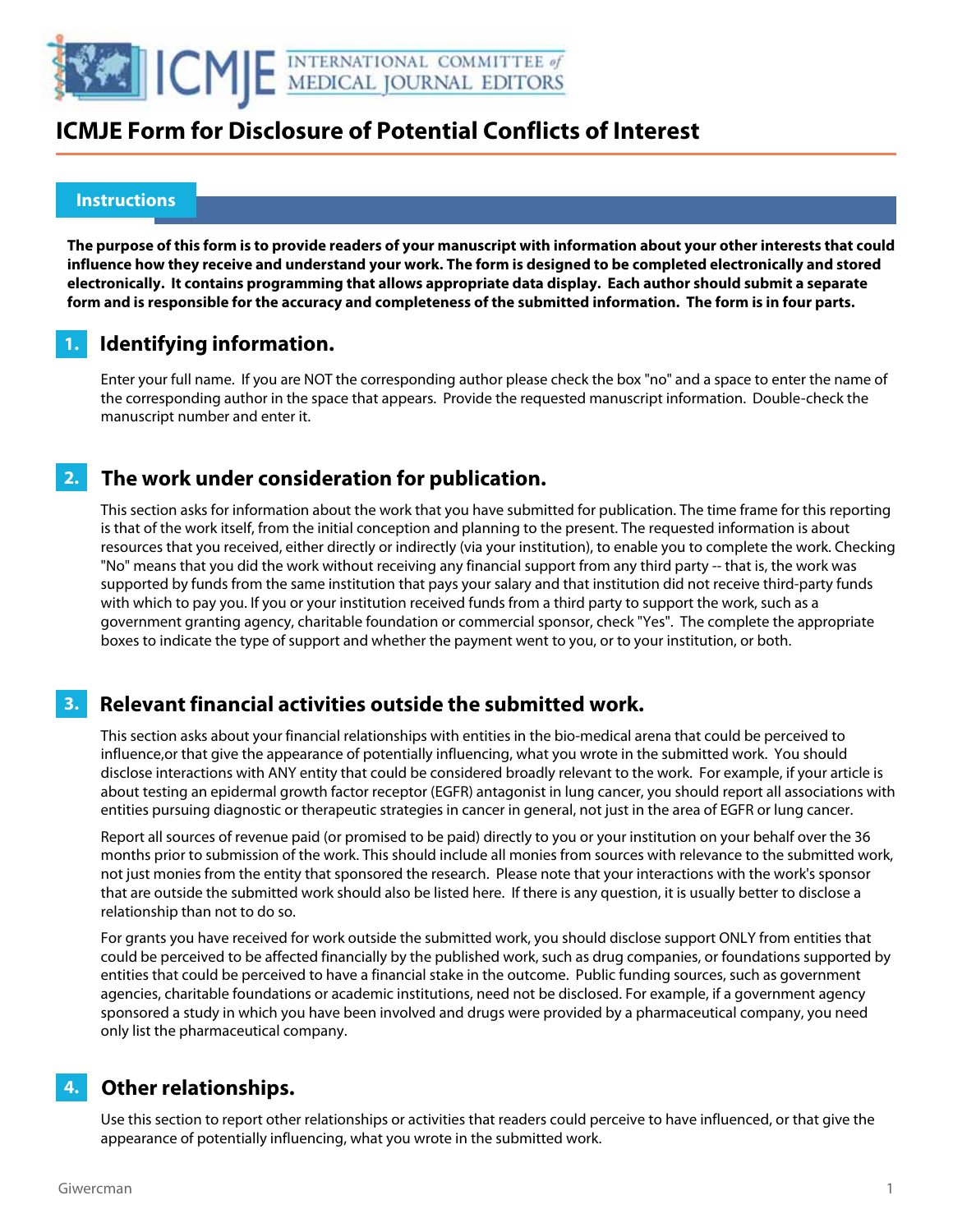# ICMJE Form for Disclosure of Potential Conflicts of Interest

## Instructions

**The purpose of this form is to provide readers of your manuscript with information about your other interests that could influence how they receive and understand your work. The form is designed to be completed electronically and stored electronically. It contains programming that allows appropriate data display. Each author should submit a separate form and is responsible for the accuracy and completeness of the submitted information. The form is in four parts.**

### 1. Identifying information.

Enter your full name. If you are NOT the corresponding author please check the box "no" and a space to enter the name of the corresponding author in the space that appears. Provide the requested manuscript information. Double-check the manuscript number and enter it.

### 2. The work under consideration for publication.

This section asks for information about the work that you have submitted for publication. The time frame for this reporting is that of the work itself, from the initial conception and planning to the present. The requested information is about resources that you received, either directly or indirectly (via your institution), to enable you to complete the work. Checking "No" means that you did the work without receiving any financial support from any third party -- that is, the work was supported by funds from the same institution that pays your salary and that institution did not receive third-party funds with which to pay you. If you or your institution received funds from a third party to support the work, such as a government granting agency, charitable foundation or commercial sponsor, check "Yes". The complete the appropriate boxes to indicate the type of support and whether the payment went to you, or to your institution, or both.

### 3. Relevant financial activities outside the submitted work.

This section asks about your financial relationships with entities in the bio-medical arena that could be perceived to influence,or that give the appearance of potentially influencing, what you wrote in the submitted work. You should disclose interactions with ANY entity that could be considered broadly relevant to the work. For example, if your article is about testing an epidermal growth factor receptor (EGFR) antagonist in lung cancer, you should report all associations with entities pursuing diagnostic or therapeutic strategies in cancer in general, not just in the area of EGFR or lung cancer.

Report all sources of revenue paid (or promised to be paid) directly to you or your institution on your behalf over the 36 months prior to submission of the work. This should include all monies from sources with relevance to the submitted work, not just monies from the entity that sponsored the research. Please note that your interactions with the work's sponsor that are outside the submitted work should also be listed here. If there is any question, it is usually better to disclose a relationship than not to do so.

For grants you have received for work outside the submitted work, you should disclose support ONLY from entities that could be perceived to be affected financially by the published work, such as drug companies, or foundations supported by entities that could be perceived to have a financial stake in the outcome. Public funding sources, such as government agencies, charitable foundations or academic institutions, need not be disclosed. For example, if a government agency sponsored a study in which you have been involved and drugs were provided by a pharmaceutical company, you need only list the pharmaceutical company.

### 4. Other relationships.

Use this section to report other relationships or activities that readers could perceive to have influenced, or that give the appearance of potentially influencing, what you wrote in the submitted work.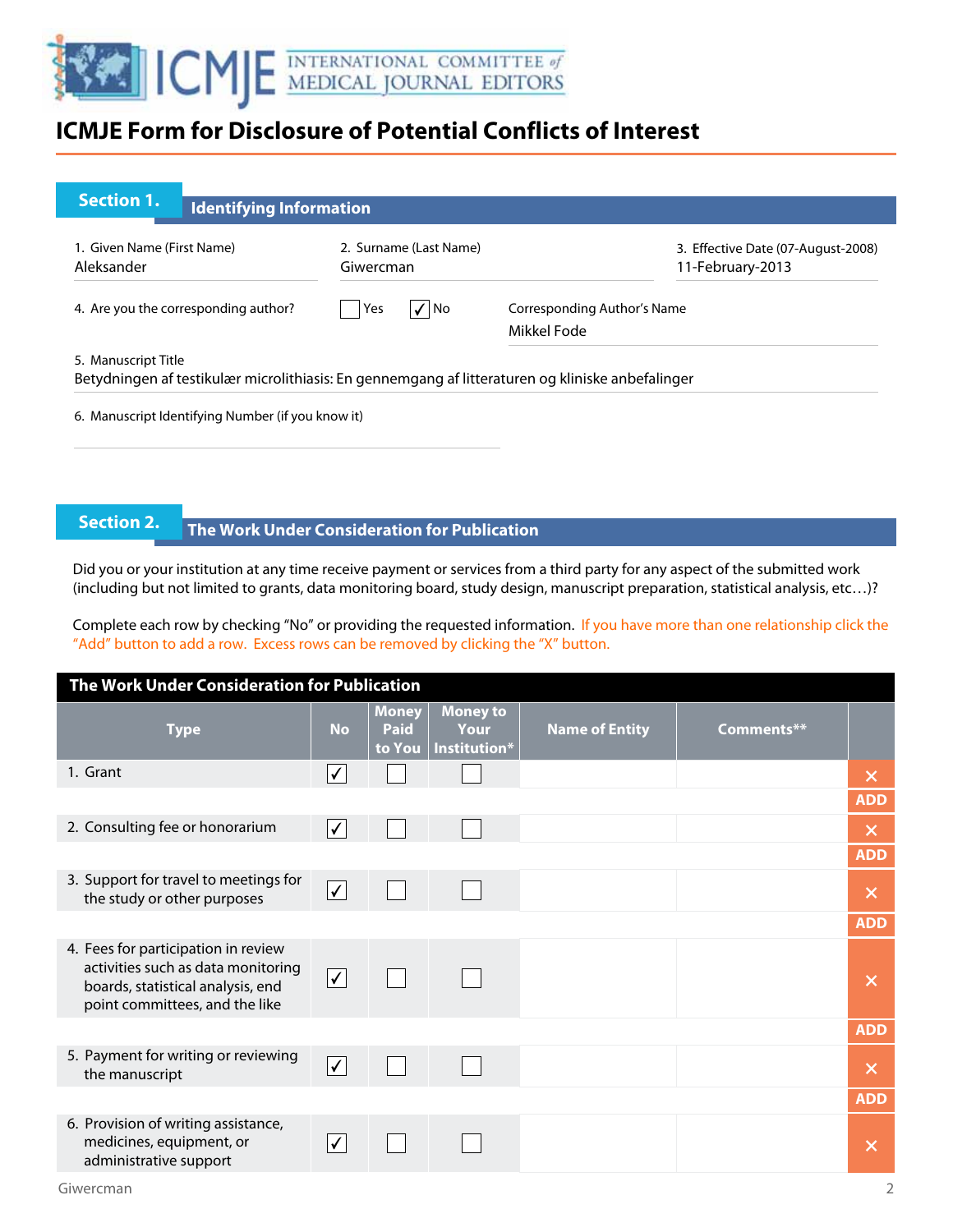# ICMJE Form for Disclosure of Potential Conflicts of Interest

## Section 1. Identifying Information

1. Given Name (First Name): Aleksander
2. Surname (Last Name): Giwercman
3. Effective Date (07-August-2008): 11-February-2013
4. Are you the corresponding author? ☐ Yes ☑ No

Corresponding Author's Name: Mikkel Fode

5. Manuscript Title: Betydningen af testikulær microlithiasis: En gennemgang af litteraturen og kliniske anbefalinger
6. Manuscript Identifying Number (if you know it):

## Section 2. The Work Under Consideration for Publication

Did you or your institution at any time receive payment or services from a third party for any aspect of the submitted work (including but not limited to grants, data monitoring board, study design, manuscript preparation, statistical analysis, etc…)?

Complete each row by checking "No" or providing the requested information. If you have more than one relationship click the "Add" button to add a row. Excess rows can be removed by clicking the "X" button.

**The Work Under Consideration for Publication**

| Type | No | Money Paid to You | Money to Your Institution* | Name of Entity | Comments** |
|---|---|---|---|---|---|
| 1. Grant | ☑ | ☐ | ☐ | | |
| 2. Consulting fee or honorarium | ☑ | ☐ | ☐ | | |
| 3. Support for travel to meetings for the study or other purposes | ☑ | ☐ | ☐ | | |
| 4. Fees for participation in review activities such as data monitoring boards, statistical analysis, end point committees, and the like | ☑ | ☐ | ☐ | | |
| 5. Payment for writing or reviewing the manuscript | ☑ | ☐ | ☐ | | |
| 6. Provision of writing assistance, medicines, equipment, or administrative support | ☑ | ☐ | ☐ | | |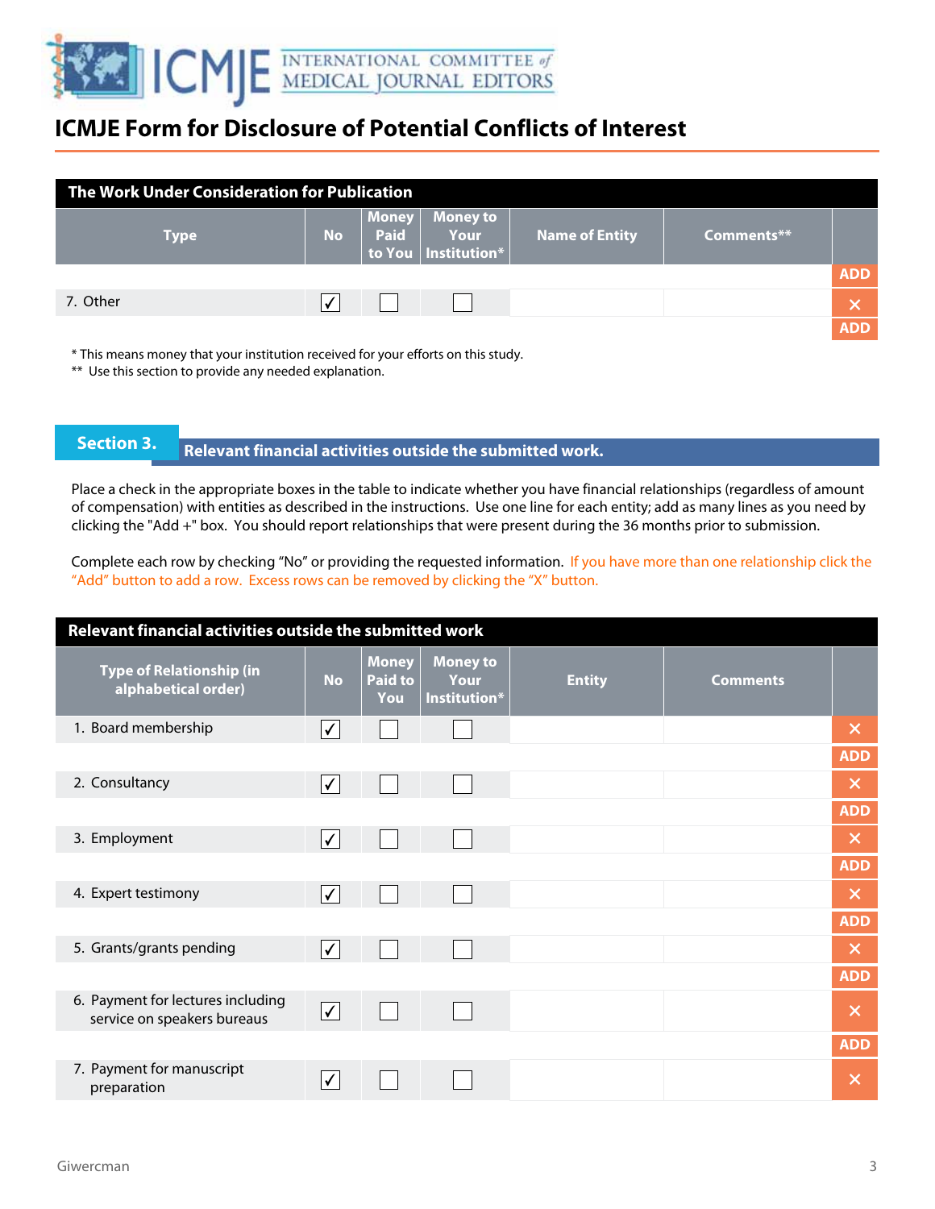# ICMJE Form for Disclosure of Potential Conflicts of Interest

| The Work Under Consideration for Publication | | | | | | |
|---|---|---|---|---|---|---|
| **Type** | **No** | **Money Paid to You** | **Money to Your Institution*** | **Name of Entity** | **Comments**** | |
| | | | | | | ADD |
| 7. Other | ✓ | ☐ | ☐ | | | ✕ |
| | | | | | | ADD |

\* This means money that your institution received for your efforts on this study.
** Use this section to provide any needed explanation.

## Section 3. Relevant financial activities outside the submitted work.

Place a check in the appropriate boxes in the table to indicate whether you have financial relationships (regardless of amount of compensation) with entities as described in the instructions. Use one line for each entity; add as many lines as you need by clicking the "Add +" box. You should report relationships that were present during the 36 months prior to submission.

Complete each row by checking "No" or providing the requested information. If you have more than one relationship click the "Add" button to add a row. Excess rows can be removed by clicking the "X" button.

| Relevant financial activities outside the submitted work | | | | | | |
|---|---|---|---|---|---|---|
| **Type of Relationship (in alphabetical order)** | **No** | **Money Paid to You** | **Money to Your Institution*** | **Entity** | **Comments** | |
| 1. Board membership | ✓ | ☐ | ☐ | | | ✕ |
| | | | | | | ADD |
| 2. Consultancy | ✓ | ☐ | ☐ | | | ✕ |
| | | | | | | ADD |
| 3. Employment | ✓ | ☐ | ☐ | | | ✕ |
| | | | | | | ADD |
| 4. Expert testimony | ✓ | ☐ | ☐ | | | ✕ |
| | | | | | | ADD |
| 5. Grants/grants pending | ✓ | ☐ | ☐ | | | ✕ |
| | | | | | | ADD |
| 6. Payment for lectures including service on speakers bureaus | ✓ | ☐ | ☐ | | | ✕ |
| | | | | | | ADD |
| 7. Payment for manuscript preparation | ✓ | ☐ | ☐ | | | ✕ |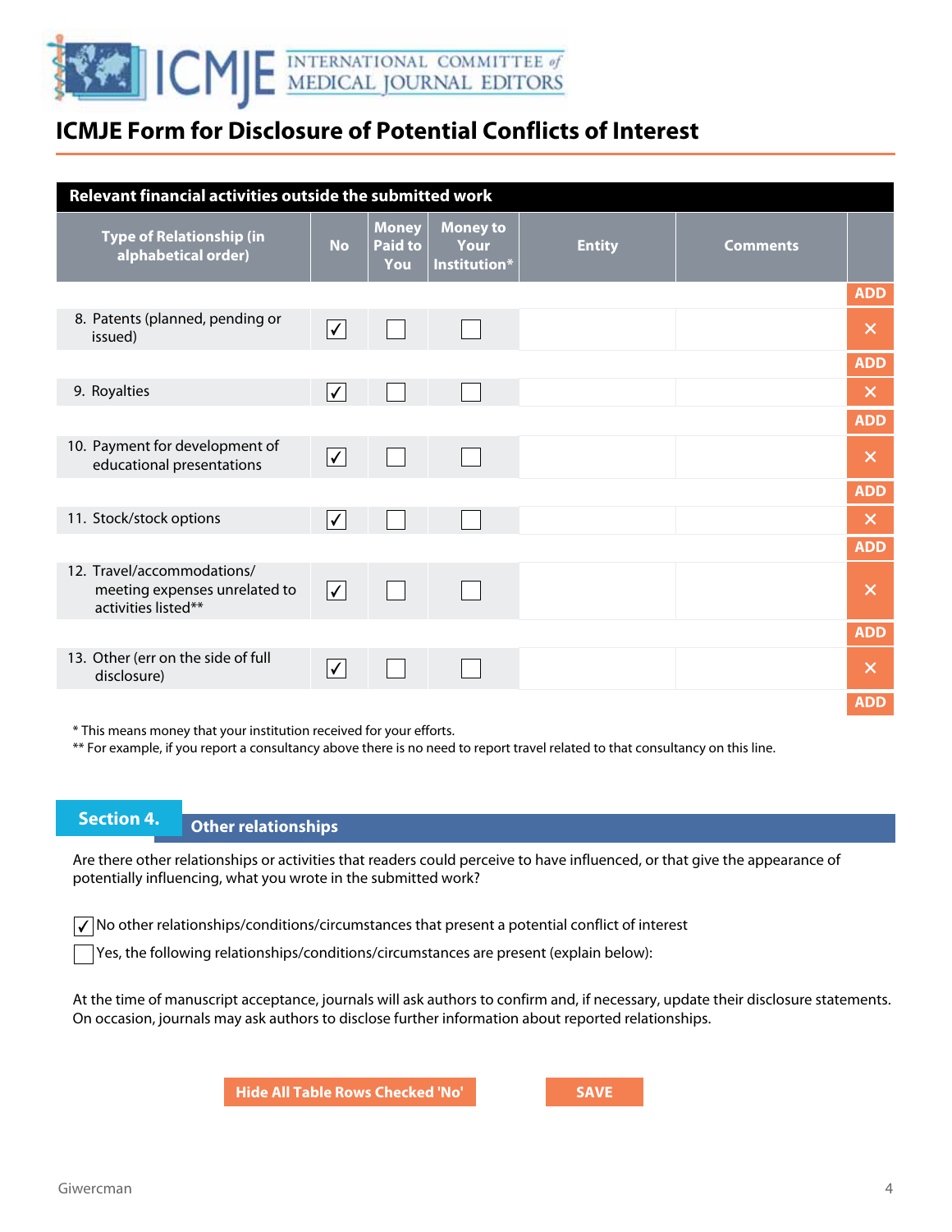# ICMJE Form for Disclosure of Potential Conflicts of Interest

| Relevant financial activities outside the submitted work | | | | | |
|---|---|---|---|---|---|
| Type of Relationship (in alphabetical order) | No | Money Paid to You | Money to Your Institution* | Entity | Comments |
| 8. Patents (planned, pending or issued) | ✓ | ☐ | ☐ | | |
| 9. Royalties | ✓ | ☐ | ☐ | | |
| 10. Payment for development of educational presentations | ✓ | ☐ | ☐ | | |
| 11. Stock/stock options | ✓ | ☐ | ☐ | | |
| 12. Travel/accommodations/ meeting expenses unrelated to activities listed** | ✓ | ☐ | ☐ | | |
| 13. Other (err on the side of full disclosure) | ✓ | ☐ | ☐ | | |

* This means money that your institution received for your efforts.
** For example, if you report a consultancy above there is no need to report travel related to that consultancy on this line.

## Section 4. Other relationships

Are there other relationships or activities that readers could perceive to have influenced, or that give the appearance of potentially influencing, what you wrote in the submitted work?

- ✓ No other relationships/conditions/circumstances that present a potential conflict of interest
- ☐ Yes, the following relationships/conditions/circumstances are present (explain below):

At the time of manuscript acceptance, journals will ask authors to confirm and, if necessary, update their disclosure statements. On occasion, journals may ask authors to disclose further information about reported relationships.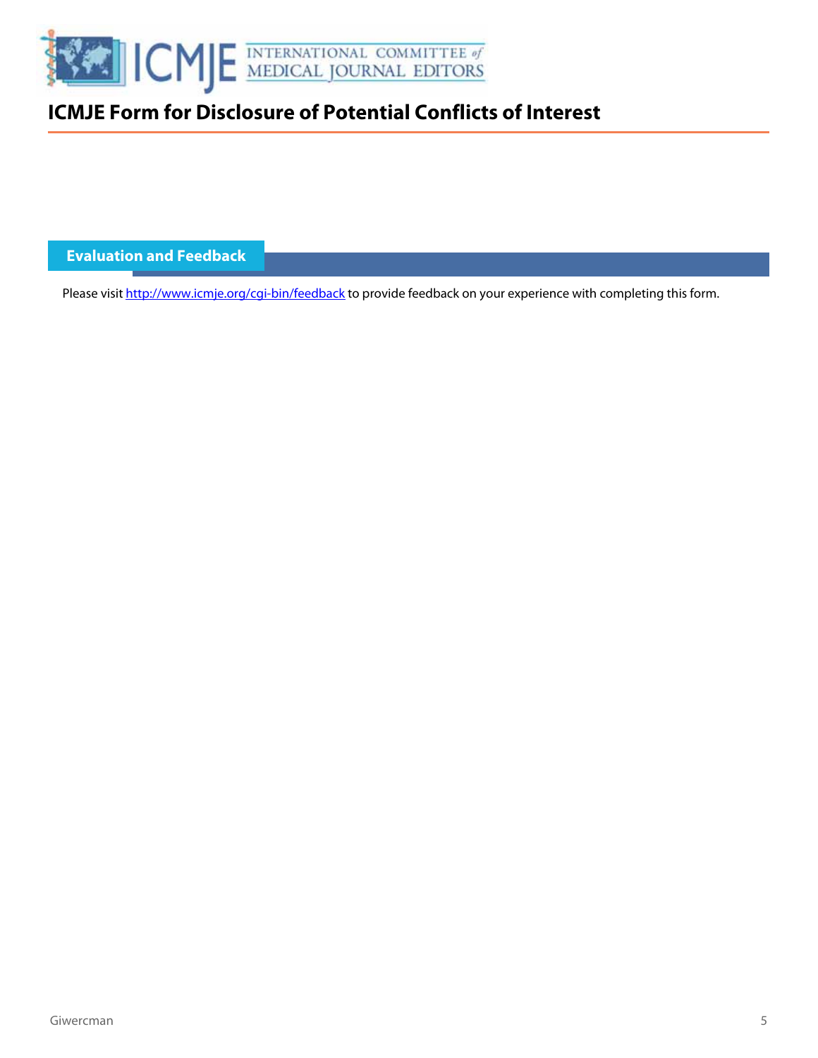# ICMJE Form for Disclosure of Potential Conflicts of Interest

## Evaluation and Feedback

Please visit http://www.icmje.org/cgi-bin/feedback to provide feedback on your experience with completing this form.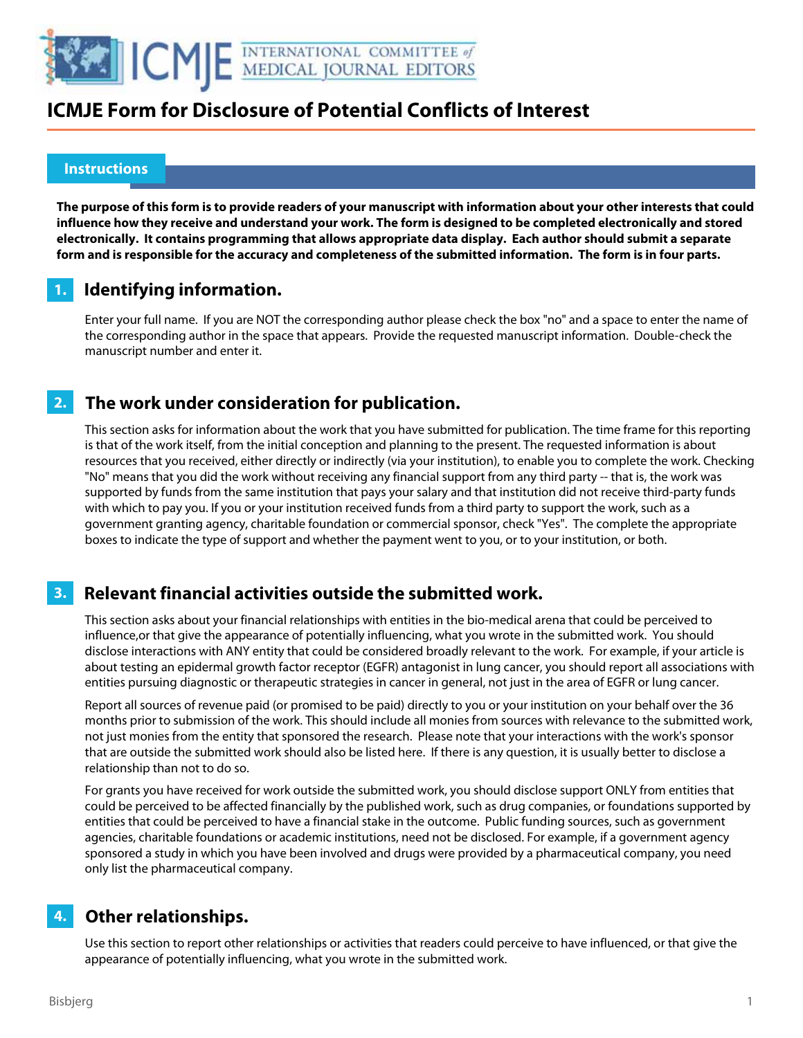# ICMJE Form for Disclosure of Potential Conflicts of Interest

## Instructions

**The purpose of this form is to provide readers of your manuscript with information about your other interests that could influence how they receive and understand your work. The form is designed to be completed electronically and stored electronically. It contains programming that allows appropriate data display. Each author should submit a separate form and is responsible for the accuracy and completeness of the submitted information. The form is in four parts.**

### 1. Identifying information.

Enter your full name. If you are NOT the corresponding author please check the box "no" and a space to enter the name of the corresponding author in the space that appears. Provide the requested manuscript information. Double-check the manuscript number and enter it.

### 2. The work under consideration for publication.

This section asks for information about the work that you have submitted for publication. The time frame for this reporting is that of the work itself, from the initial conception and planning to the present. The requested information is about resources that you received, either directly or indirectly (via your institution), to enable you to complete the work. Checking "No" means that you did the work without receiving any financial support from any third party -- that is, the work was supported by funds from the same institution that pays your salary and that institution did not receive third-party funds with which to pay you. If you or your institution received funds from a third party to support the work, such as a government granting agency, charitable foundation or commercial sponsor, check "Yes". The complete the appropriate boxes to indicate the type of support and whether the payment went to you, or to your institution, or both.

### 3. Relevant financial activities outside the submitted work.

This section asks about your financial relationships with entities in the bio-medical arena that could be perceived to influence,or that give the appearance of potentially influencing, what you wrote in the submitted work. You should disclose interactions with ANY entity that could be considered broadly relevant to the work. For example, if your article is about testing an epidermal growth factor receptor (EGFR) antagonist in lung cancer, you should report all associations with entities pursuing diagnostic or therapeutic strategies in cancer in general, not just in the area of EGFR or lung cancer.

Report all sources of revenue paid (or promised to be paid) directly to you or your institution on your behalf over the 36 months prior to submission of the work. This should include all monies from sources with relevance to the submitted work, not just monies from the entity that sponsored the research. Please note that your interactions with the work's sponsor that are outside the submitted work should also be listed here. If there is any question, it is usually better to disclose a relationship than not to do so.

For grants you have received for work outside the submitted work, you should disclose support ONLY from entities that could be perceived to be affected financially by the published work, such as drug companies, or foundations supported by entities that could be perceived to have a financial stake in the outcome. Public funding sources, such as government agencies, charitable foundations or academic institutions, need not be disclosed. For example, if a government agency sponsored a study in which you have been involved and drugs were provided by a pharmaceutical company, you need only list the pharmaceutical company.

### 4. Other relationships.

Use this section to report other relationships or activities that readers could perceive to have influenced, or that give the appearance of potentially influencing, what you wrote in the submitted work.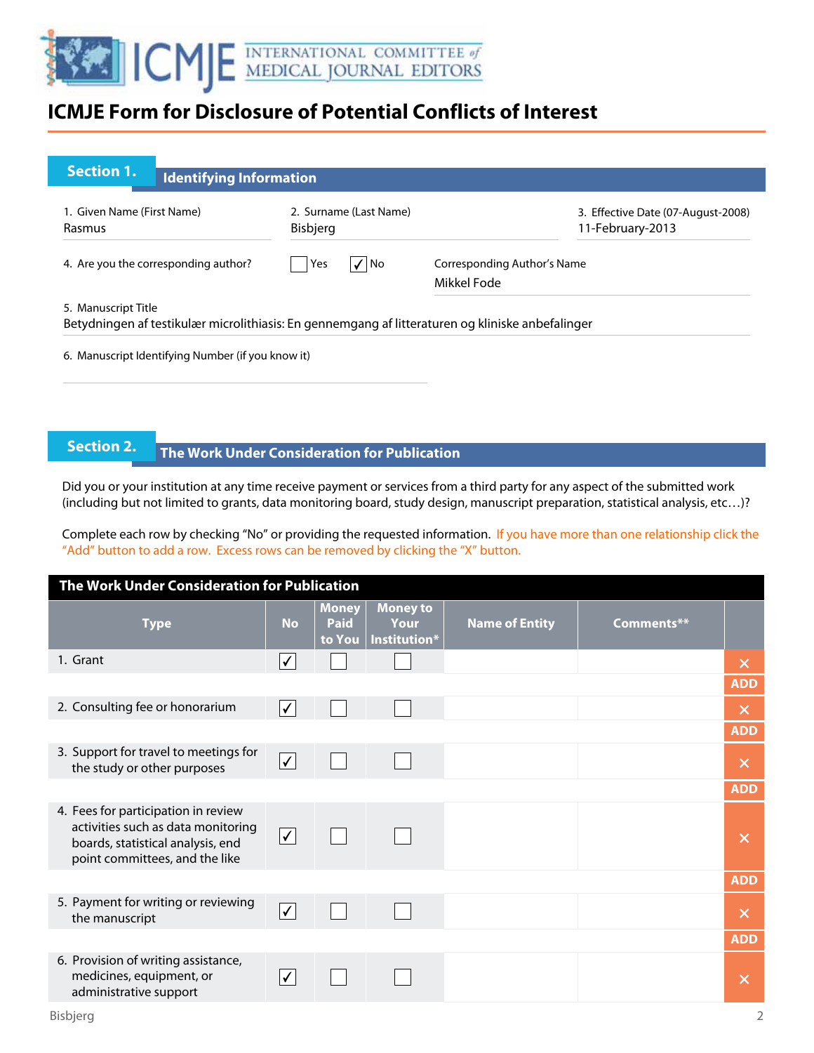# ICMJE Form for Disclosure of Potential Conflicts of Interest

## Section 1. Identifying Information

1. Given Name (First Name): Rasmus
2. Surname (Last Name): Bisbjerg
3. Effective Date (07-August-2008): 11-February-2013

4. Are you the corresponding author? ☐ Yes ☑ No

Corresponding Author's Name: Mikkel Fode

5. Manuscript Title: Betydningen af testikulær microlithiasis: En gennemgang af litteraturen og kliniske anbefalinger

6. Manuscript Identifying Number (if you know it):

## Section 2. The Work Under Consideration for Publication

Did you or your institution at any time receive payment or services from a third party for any aspect of the submitted work (including but not limited to grants, data monitoring board, study design, manuscript preparation, statistical analysis, etc…)?

Complete each row by checking "No" or providing the requested information. If you have more than one relationship click the "Add" button to add a row. Excess rows can be removed by clicking the "X" button.

**The Work Under Consideration for Publication**

| Type | No | Money Paid to You | Money to Your Institution* | Name of Entity | Comments** |
|---|---|---|---|---|---|
| 1. Grant | ☑ | ☐ | ☐ | | |
| 2. Consulting fee or honorarium | ☑ | ☐ | ☐ | | |
| 3. Support for travel to meetings for the study or other purposes | ☑ | ☐ | ☐ | | |
| 4. Fees for participation in review activities such as data monitoring boards, statistical analysis, end point committees, and the like | ☑ | ☐ | ☐ | | |
| 5. Payment for writing or reviewing the manuscript | ☑ | ☐ | ☐ | | |
| 6. Provision of writing assistance, medicines, equipment, or administrative support | ☑ | ☐ | ☐ | | |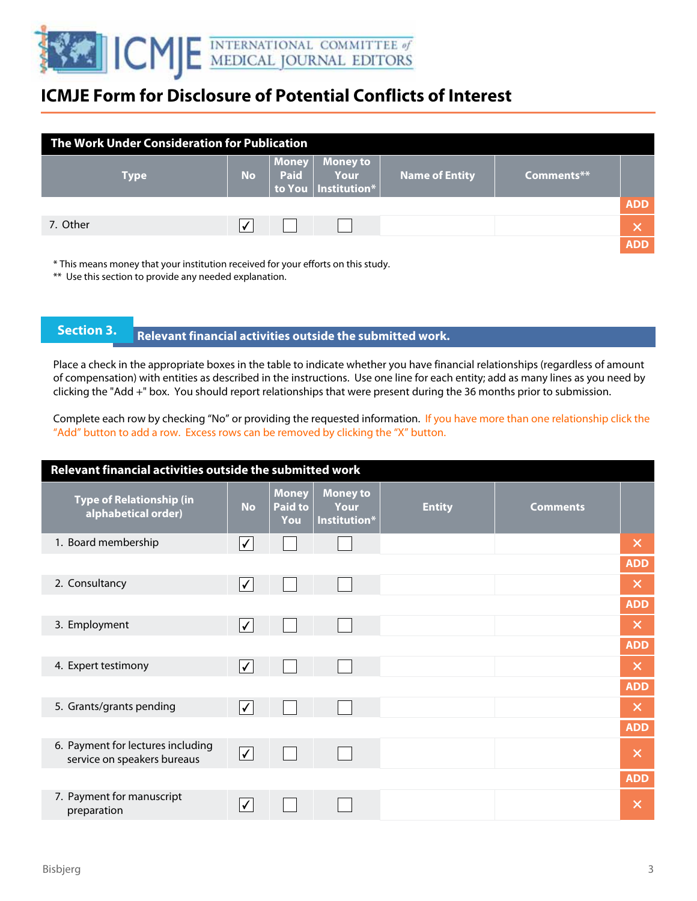# ICMJE Form for Disclosure of Potential Conflicts of Interest

| The Work Under Consideration for Publication | | | | | |
|---|---|---|---|---|---|
| Type | No | Money Paid to You | Money to Your Institution* | Name of Entity | Comments** |
| 7. Other | ✓ | ☐ | ☐ | | |

\* This means money that your institution received for your efforts on this study.
\** Use this section to provide any needed explanation.

## Section 3. Relevant financial activities outside the submitted work.

Place a check in the appropriate boxes in the table to indicate whether you have financial relationships (regardless of amount of compensation) with entities as described in the instructions. Use one line for each entity; add as many lines as you need by clicking the "Add +" box. You should report relationships that were present during the 36 months prior to submission.

Complete each row by checking "No" or providing the requested information. If you have more than one relationship click the "Add" button to add a row. Excess rows can be removed by clicking the "X" button.

| Relevant financial activities outside the submitted work | | | | | |
|---|---|---|---|---|---|
| Type of Relationship (in alphabetical order) | No | Money Paid to You | Money to Your Institution* | Entity | Comments |
| 1. Board membership | ✓ | ☐ | ☐ | | |
| 2. Consultancy | ✓ | ☐ | ☐ | | |
| 3. Employment | ✓ | ☐ | ☐ | | |
| 4. Expert testimony | ✓ | ☐ | ☐ | | |
| 5. Grants/grants pending | ✓ | ☐ | ☐ | | |
| 6. Payment for lectures including service on speakers bureaus | ✓ | ☐ | ☐ | | |
| 7. Payment for manuscript preparation | ✓ | ☐ | ☐ | | |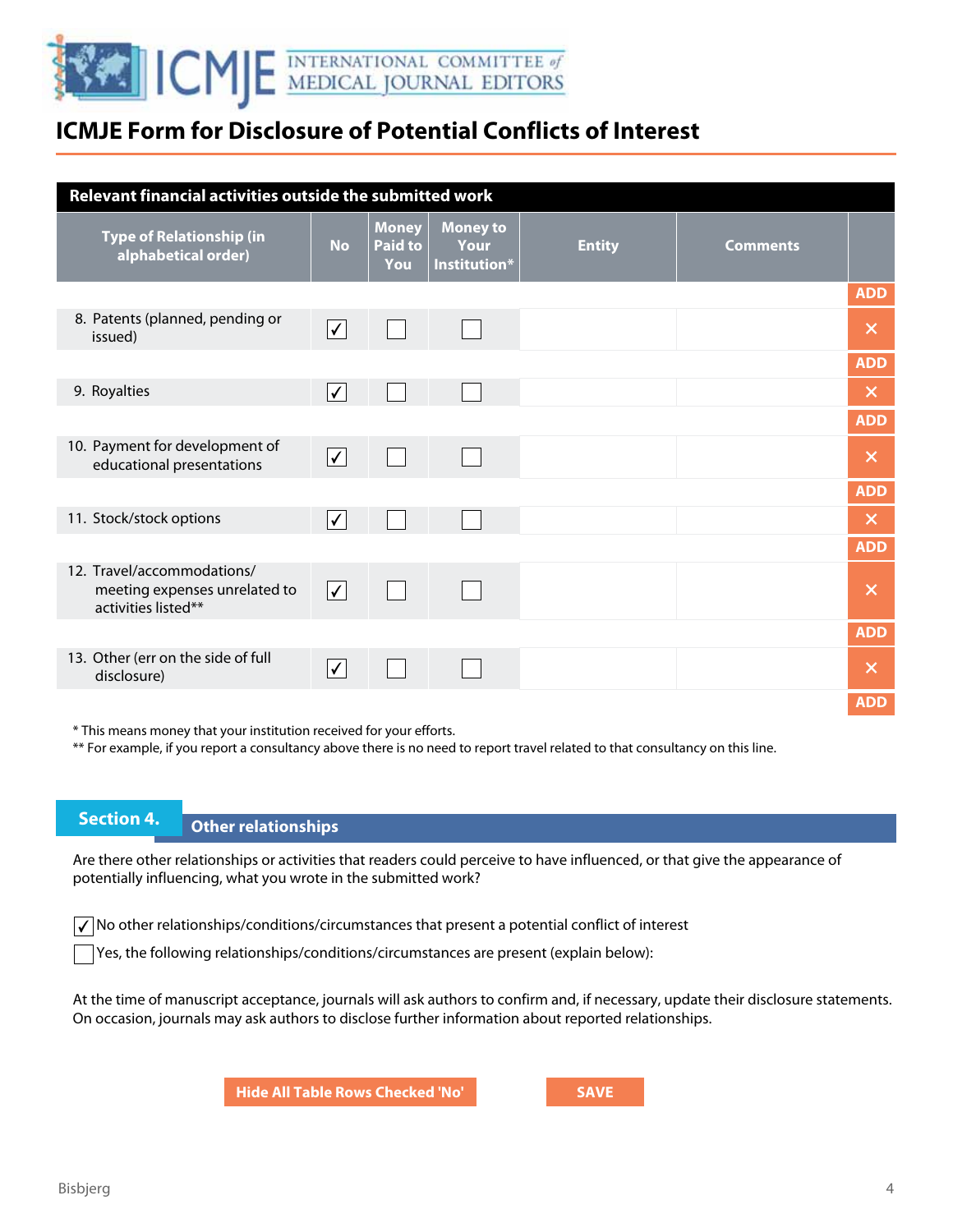# ICMJE Form for Disclosure of Potential Conflicts of Interest

| Relevant financial activities outside the submitted work | | | | | | |
|---|---|---|---|---|---|---|
| **Type of Relationship (in alphabetical order)** | **No** | **Money Paid to You** | **Money to Your Institution*** | **Entity** | **Comments** | |
| 8. Patents (planned, pending or issued) | ✓ | ☐ | ☐ | | | |
| 9. Royalties | ✓ | ☐ | ☐ | | | |
| 10. Payment for development of educational presentations | ✓ | ☐ | ☐ | | | |
| 11. Stock/stock options | ✓ | ☐ | ☐ | | | |
| 12. Travel/accommodations/ meeting expenses unrelated to activities listed** | ✓ | ☐ | ☐ | | | |
| 13. Other (err on the side of full disclosure) | ✓ | ☐ | ☐ | | | |

* This means money that your institution received for your efforts.
** For example, if you report a consultancy above there is no need to report travel related to that consultancy on this line.

## Section 4. Other relationships

Are there other relationships or activities that readers could perceive to have influenced, or that give the appearance of potentially influencing, what you wrote in the submitted work?

☑ No other relationships/conditions/circumstances that present a potential conflict of interest

☐ Yes, the following relationships/conditions/circumstances are present (explain below):

At the time of manuscript acceptance, journals will ask authors to confirm and, if necessary, update their disclosure statements. On occasion, journals may ask authors to disclose further information about reported relationships.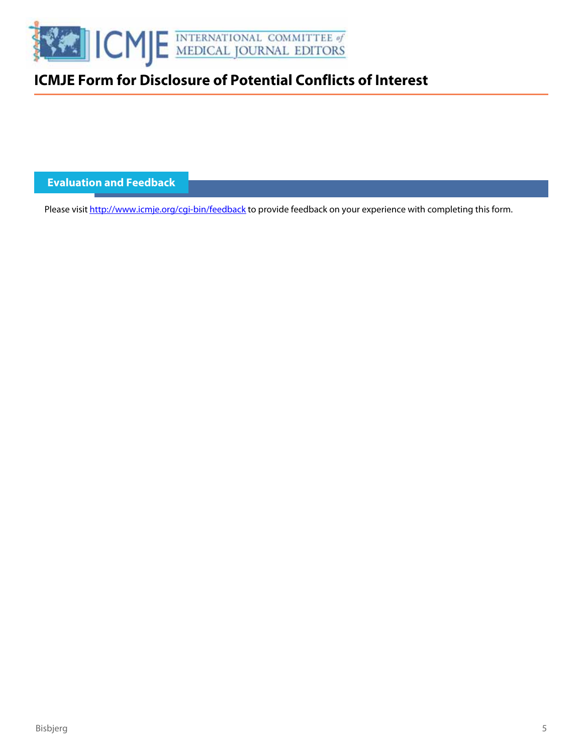# ICMJE Form for Disclosure of Potential Conflicts of Interest

## Evaluation and Feedback

Please visit http://www.icmje.org/cgi-bin/feedback to provide feedback on your experience with completing this form.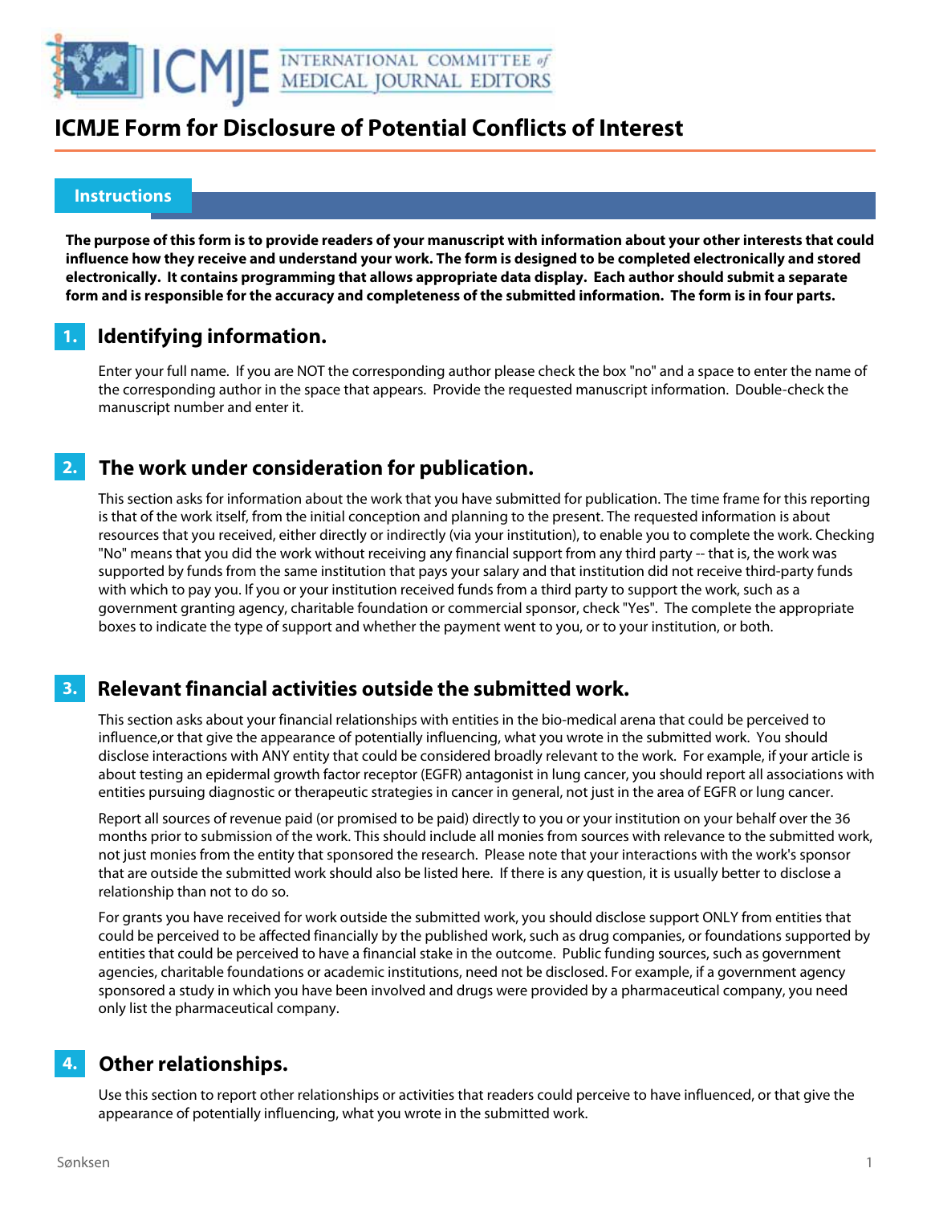# ICMJE Form for Disclosure of Potential Conflicts of Interest

## Instructions

**The purpose of this form is to provide readers of your manuscript with information about your other interests that could influence how they receive and understand your work. The form is designed to be completed electronically and stored electronically. It contains programming that allows appropriate data display. Each author should submit a separate form and is responsible for the accuracy and completeness of the submitted information. The form is in four parts.**

### 1. Identifying information.

Enter your full name. If you are NOT the corresponding author please check the box "no" and a space to enter the name of the corresponding author in the space that appears. Provide the requested manuscript information. Double-check the manuscript number and enter it.

### 2. The work under consideration for publication.

This section asks for information about the work that you have submitted for publication. The time frame for this reporting is that of the work itself, from the initial conception and planning to the present. The requested information is about resources that you received, either directly or indirectly (via your institution), to enable you to complete the work. Checking "No" means that you did the work without receiving any financial support from any third party -- that is, the work was supported by funds from the same institution that pays your salary and that institution did not receive third-party funds with which to pay you. If you or your institution received funds from a third party to support the work, such as a government granting agency, charitable foundation or commercial sponsor, check "Yes". The complete the appropriate boxes to indicate the type of support and whether the payment went to you, or to your institution, or both.

### 3. Relevant financial activities outside the submitted work.

This section asks about your financial relationships with entities in the bio-medical arena that could be perceived to influence,or that give the appearance of potentially influencing, what you wrote in the submitted work. You should disclose interactions with ANY entity that could be considered broadly relevant to the work. For example, if your article is about testing an epidermal growth factor receptor (EGFR) antagonist in lung cancer, you should report all associations with entities pursuing diagnostic or therapeutic strategies in cancer in general, not just in the area of EGFR or lung cancer.

Report all sources of revenue paid (or promised to be paid) directly to you or your institution on your behalf over the 36 months prior to submission of the work. This should include all monies from sources with relevance to the submitted work, not just monies from the entity that sponsored the research. Please note that your interactions with the work's sponsor that are outside the submitted work should also be listed here. If there is any question, it is usually better to disclose a relationship than not to do so.

For grants you have received for work outside the submitted work, you should disclose support ONLY from entities that could be perceived to be affected financially by the published work, such as drug companies, or foundations supported by entities that could be perceived to have a financial stake in the outcome. Public funding sources, such as government agencies, charitable foundations or academic institutions, need not be disclosed. For example, if a government agency sponsored a study in which you have been involved and drugs were provided by a pharmaceutical company, you need only list the pharmaceutical company.

### 4. Other relationships.

Use this section to report other relationships or activities that readers could perceive to have influenced, or that give the appearance of potentially influencing, what you wrote in the submitted work.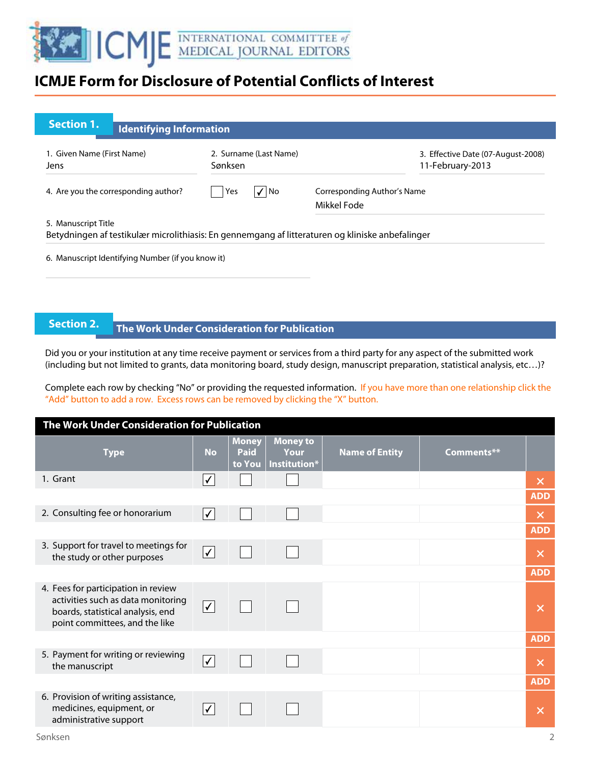# ICMJE Form for Disclosure of Potential Conflicts of Interest

## Section 1. Identifying Information

1. Given Name (First Name)
Jens

2. Surname (Last Name)
Sønksen

3. Effective Date (07-August-2008)
11-February-2013

4. Are you the corresponding author? ☐ Yes ☑ No

Corresponding Author's Name
Mikkel Fode

5. Manuscript Title
Betydningen af testikulær microlithiasis: En gennemgang af litteraturen og kliniske anbefalinger

6. Manuscript Identifying Number (if you know it)

## Section 2. The Work Under Consideration for Publication

Did you or your institution at any time receive payment or services from a third party for any aspect of the submitted work (including but not limited to grants, data monitoring board, study design, manuscript preparation, statistical analysis, etc…)?

Complete each row by checking "No" or providing the requested information. If you have more than one relationship click the "Add" button to add a row. Excess rows can be removed by clicking the "X" button.

**The Work Under Consideration for Publication**

| Type | No | Money Paid to You | Money to Your Institution* | Name of Entity | Comments** |
|---|---|---|---|---|---|
| 1. Grant | ☑ | ☐ | ☐ | | |
| 2. Consulting fee or honorarium | ☑ | ☐ | ☐ | | |
| 3. Support for travel to meetings for the study or other purposes | ☑ | ☐ | ☐ | | |
| 4. Fees for participation in review activities such as data monitoring boards, statistical analysis, end point committees, and the like | ☑ | ☐ | ☐ | | |
| 5. Payment for writing or reviewing the manuscript | ☑ | ☐ | ☐ | | |
| 6. Provision of writing assistance, medicines, equipment, or administrative support | ☑ | ☐ | ☐ | | |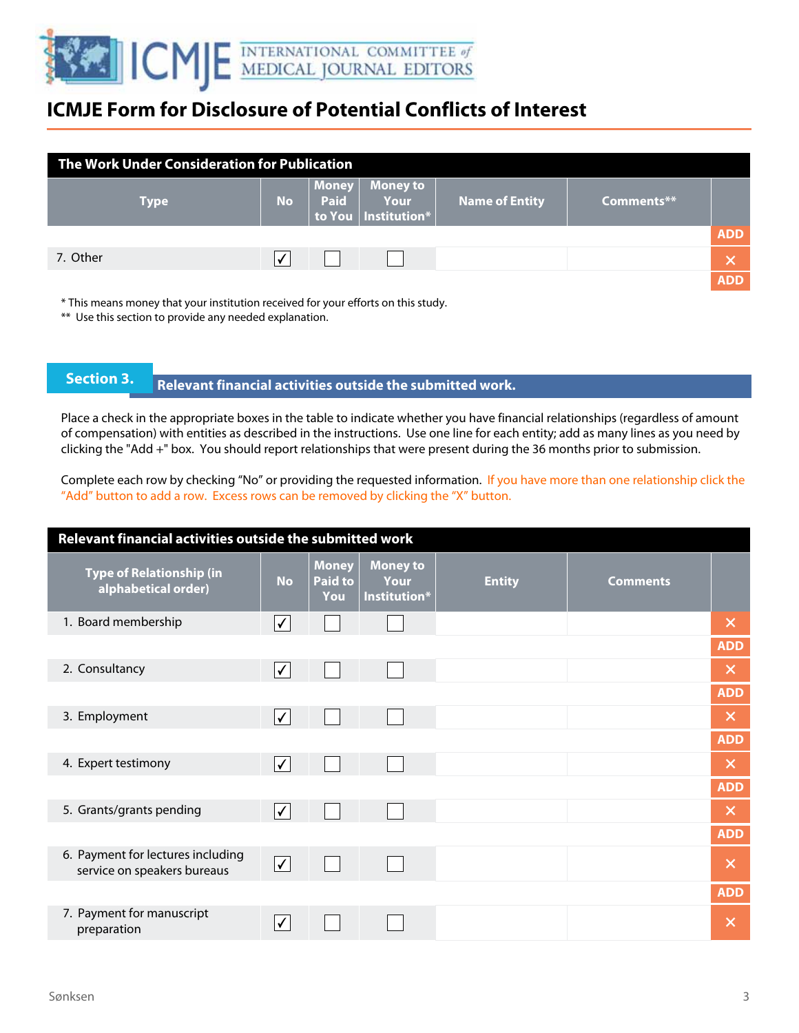# ICMJE Form for Disclosure of Potential Conflicts of Interest

| The Work Under Consideration for Publication | | | | | |
|---|---|---|---|---|---|
| Type | No | Money Paid to You | Money to Your Institution* | Name of Entity | Comments** |
| 7. Other | ✓ | ☐ | ☐ | | |

* This means money that your institution received for your efforts on this study.
** Use this section to provide any needed explanation.

## Section 3. Relevant financial activities outside the submitted work.

Place a check in the appropriate boxes in the table to indicate whether you have financial relationships (regardless of amount of compensation) with entities as described in the instructions. Use one line for each entity; add as many lines as you need by clicking the "Add +" box. You should report relationships that were present during the 36 months prior to submission.

Complete each row by checking "No" or providing the requested information. If you have more than one relationship click the "Add" button to add a row. Excess rows can be removed by clicking the "X" button.

| Relevant financial activities outside the submitted work | | | | | |
|---|---|---|---|---|---|
| Type of Relationship (in alphabetical order) | No | Money Paid to You | Money to Your Institution* | Entity | Comments |
| 1. Board membership | ✓ | ☐ | ☐ | | |
| 2. Consultancy | ✓ | ☐ | ☐ | | |
| 3. Employment | ✓ | ☐ | ☐ | | |
| 4. Expert testimony | ✓ | ☐ | ☐ | | |
| 5. Grants/grants pending | ✓ | ☐ | ☐ | | |
| 6. Payment for lectures including service on speakers bureaus | ✓ | ☐ | ☐ | | |
| 7. Payment for manuscript preparation | ✓ | ☐ | ☐ | | |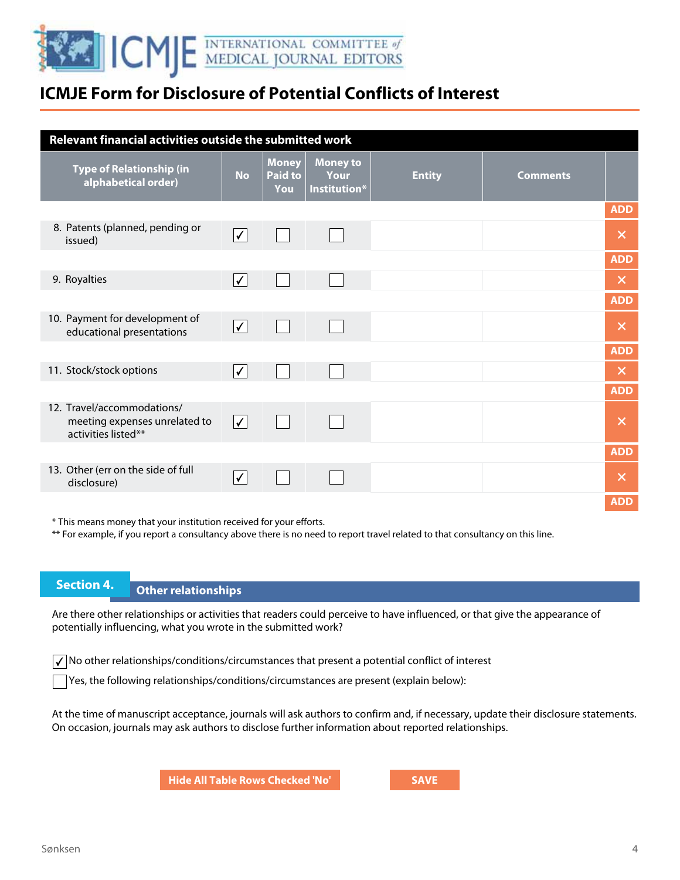# ICMJE Form for Disclosure of Potential Conflicts of Interest

**Relevant financial activities outside the submitted work**

| Type of Relationship (in alphabetical order) | No | Money Paid to You | Money to Your Institution* | Entity | Comments |
|---|---|---|---|---|---|
| 8. Patents (planned, pending or issued) | ✓ | | | | |
| 9. Royalties | ✓ | | | | |
| 10. Payment for development of educational presentations | ✓ | | | | |
| 11. Stock/stock options | ✓ | | | | |
| 12. Travel/accommodations/ meeting expenses unrelated to activities listed** | ✓ | | | | |
| 13. Other (err on the side of full disclosure) | ✓ | | | | |

* This means money that your institution received for your efforts.
** For example, if you report a consultancy above there is no need to report travel related to that consultancy on this line.

## Section 4. Other relationships

Are there other relationships or activities that readers could perceive to have influenced, or that give the appearance of potentially influencing, what you wrote in the submitted work?

- [x] No other relationships/conditions/circumstances that present a potential conflict of interest
- [ ] Yes, the following relationships/conditions/circumstances are present (explain below):

At the time of manuscript acceptance, journals will ask authors to confirm and, if necessary, update their disclosure statements. On occasion, journals may ask authors to disclose further information about reported relationships.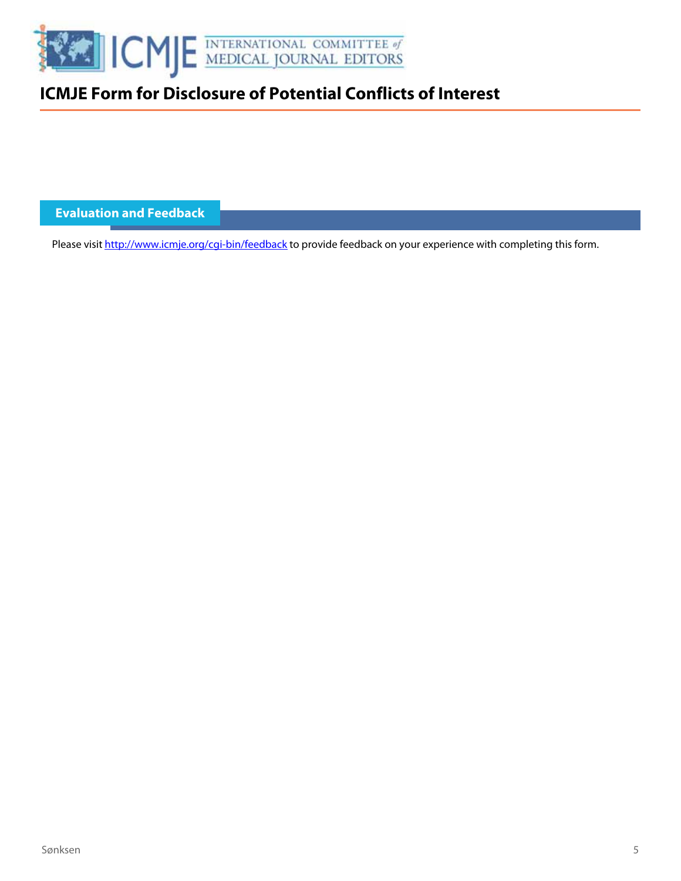# ICMJE Form for Disclosure of Potential Conflicts of Interest

## Evaluation and Feedback

Please visit http://www.icmje.org/cgi-bin/feedback to provide feedback on your experience with completing this form.